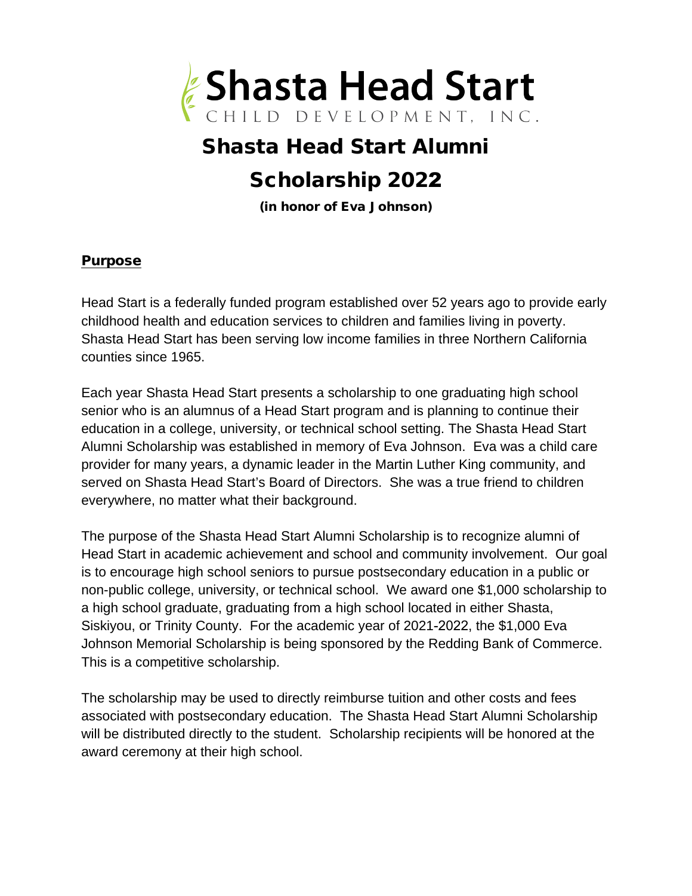Shasta Head Start

CHILD DEVELOPMENT, INC.

# Shasta Head Start Alumni Scholarship 2022

**(in honor of Eva Johnson)**

## Purpose

Head Start is a federally funded program established over 52 years ago to provide early childhood health and education services to children and families living in poverty. Shasta Head Start has been serving low income families in three Northern California counties since 1965.

Each year Shasta Head Start presents a scholarship to one graduating high school senior who is an alumnus of a Head Start program and is planning to continue their education in a college, university, or technical school setting. The Shasta Head Start Alumni Scholarship was established in memory of Eva Johnson. Eva was a child care provider for many years, a dynamic leader in the Martin Luther King community, and served on Shasta Head Start's Board of Directors. She was a true friend to children everywhere, no matter what their background.

The purpose of the Shasta Head Start Alumni Scholarship is to recognize alumni of Head Start in academic achievement and school and community involvement. Our goal is to encourage high school seniors to pursue postsecondary education in a public or non-public college, university, or technical school. We award one $1,000 scholarship to a high school graduate, graduating from a high school located in either Shasta, Siskiyou, or Trinity County. For the academic year of 2021-2022, the $1,000 Eva Johnson Memorial Scholarship is being sponsored by the Redding Bank of Commerce. This is a competitive scholarship.

The scholarship may be used to directly reimburse tuition and other costs and fees associated with postsecondary education. The Shasta Head Start Alumni Scholarship will be distributed directly to the student. Scholarship recipients will be honored at the award ceremony at their high school.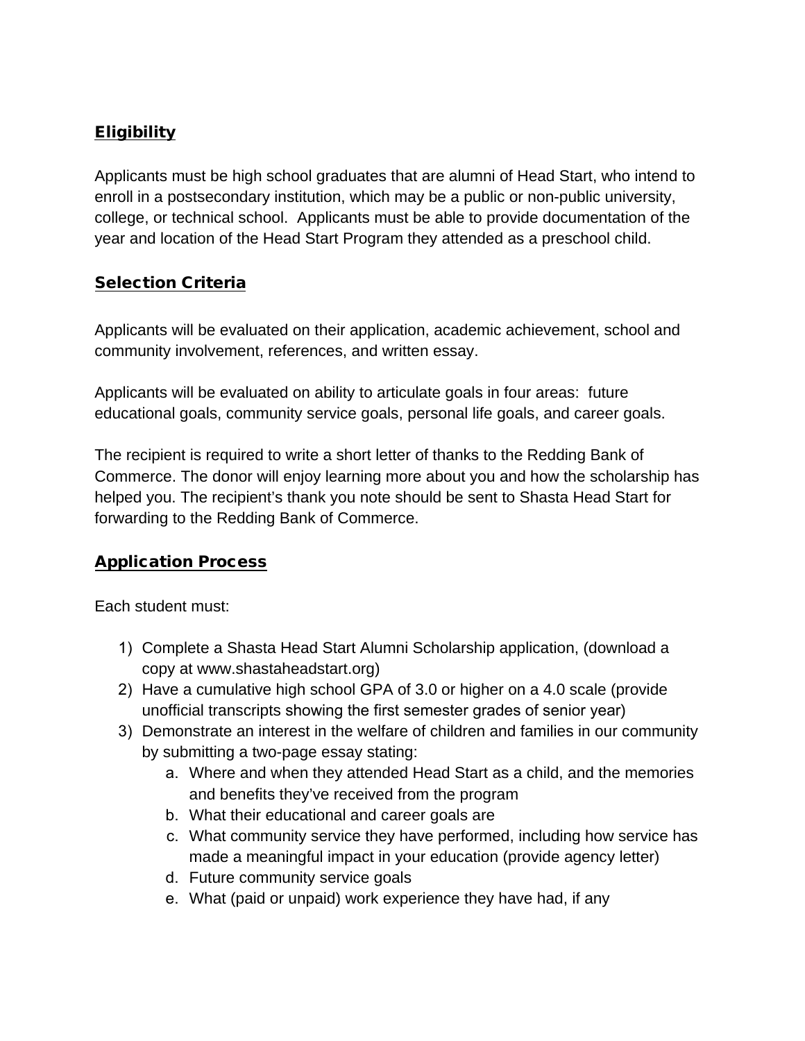## Eligibility

Applicants must be high school graduates that are alumni of Head Start, who intend to enroll in a postsecondary institution, which may be a public or non-public university, college, or technical school. Applicants must be able to provide documentation of the year and location of the Head Start Program they attended as a preschool child.

## Selection Criteria

Applicants will be evaluated on their application, academic achievement, school and community involvement, references, and written essay.

Applicants will be evaluated on ability to articulate goals in four areas: future educational goals, community service goals, personal life goals, and career goals.

The recipient is required to write a short letter of thanks to the Redding Bank of Commerce. The donor will enjoy learning more about you and how the scholarship has helped you. The recipient's thank you note should be sent to Shasta Head Start for forwarding to the Redding Bank of Commerce.

## Application Process

Each student must:

1) Complete a Shasta Head Start Alumni Scholarship application, (download a copy at www.shastaheadstart.org)
2) Have a cumulative high school GPA of 3.0 or higher on a 4.0 scale (provide unofficial transcripts showing the first semester grades of senior year)
3) Demonstrate an interest in the welfare of children and families in our community by submitting a two-page essay stating:
    a. Where and when they attended Head Start as a child, and the memories and benefits they've received from the program
    b. What their educational and career goals are
    c. What community service they have performed, including how service has made a meaningful impact in your education (provide agency letter)
    d. Future community service goals
    e. What (paid or unpaid) work experience they have had, if any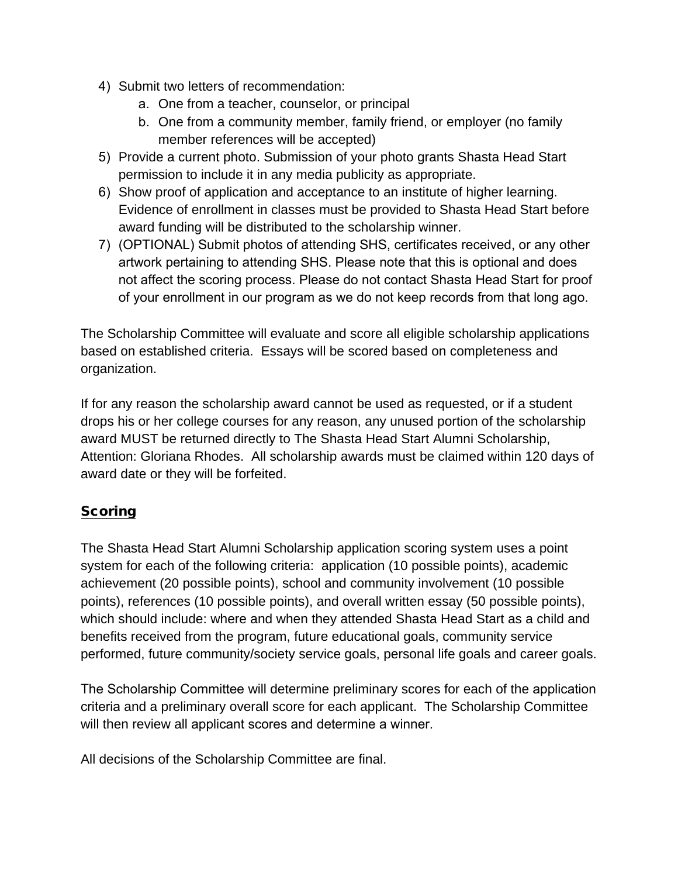4) Submit two letters of recommendation:
   a. One from a teacher, counselor, or principal
   b. One from a community member, family friend, or employer (no family member references will be accepted)
5) Provide a current photo. Submission of your photo grants Shasta Head Start permission to include it in any media publicity as appropriate.
6) Show proof of application and acceptance to an institute of higher learning. Evidence of enrollment in classes must be provided to Shasta Head Start before award funding will be distributed to the scholarship winner.
7) (OPTIONAL) Submit photos of attending SHS, certificates received, or any other artwork pertaining to attending SHS. Please note that this is optional and does not affect the scoring process. Please do not contact Shasta Head Start for proof of your enrollment in our program as we do not keep records from that long ago.

The Scholarship Committee will evaluate and score all eligible scholarship applications based on established criteria. Essays will be scored based on completeness and organization.

If for any reason the scholarship award cannot be used as requested, or if a student drops his or her college courses for any reason, any unused portion of the scholarship award MUST be returned directly to The Shasta Head Start Alumni Scholarship, Attention: Gloriana Rhodes. All scholarship awards must be claimed within 120 days of award date or they will be forfeited.

## Scoring

The Shasta Head Start Alumni Scholarship application scoring system uses a point system for each of the following criteria: application (10 possible points), academic achievement (20 possible points), school and community involvement (10 possible points), references (10 possible points), and overall written essay (50 possible points), which should include: where and when they attended Shasta Head Start as a child and benefits received from the program, future educational goals, community service performed, future community/society service goals, personal life goals and career goals.

The Scholarship Committee will determine preliminary scores for each of the application criteria and a preliminary overall score for each applicant. The Scholarship Committee will then review all applicant scores and determine a winner.

All decisions of the Scholarship Committee are final.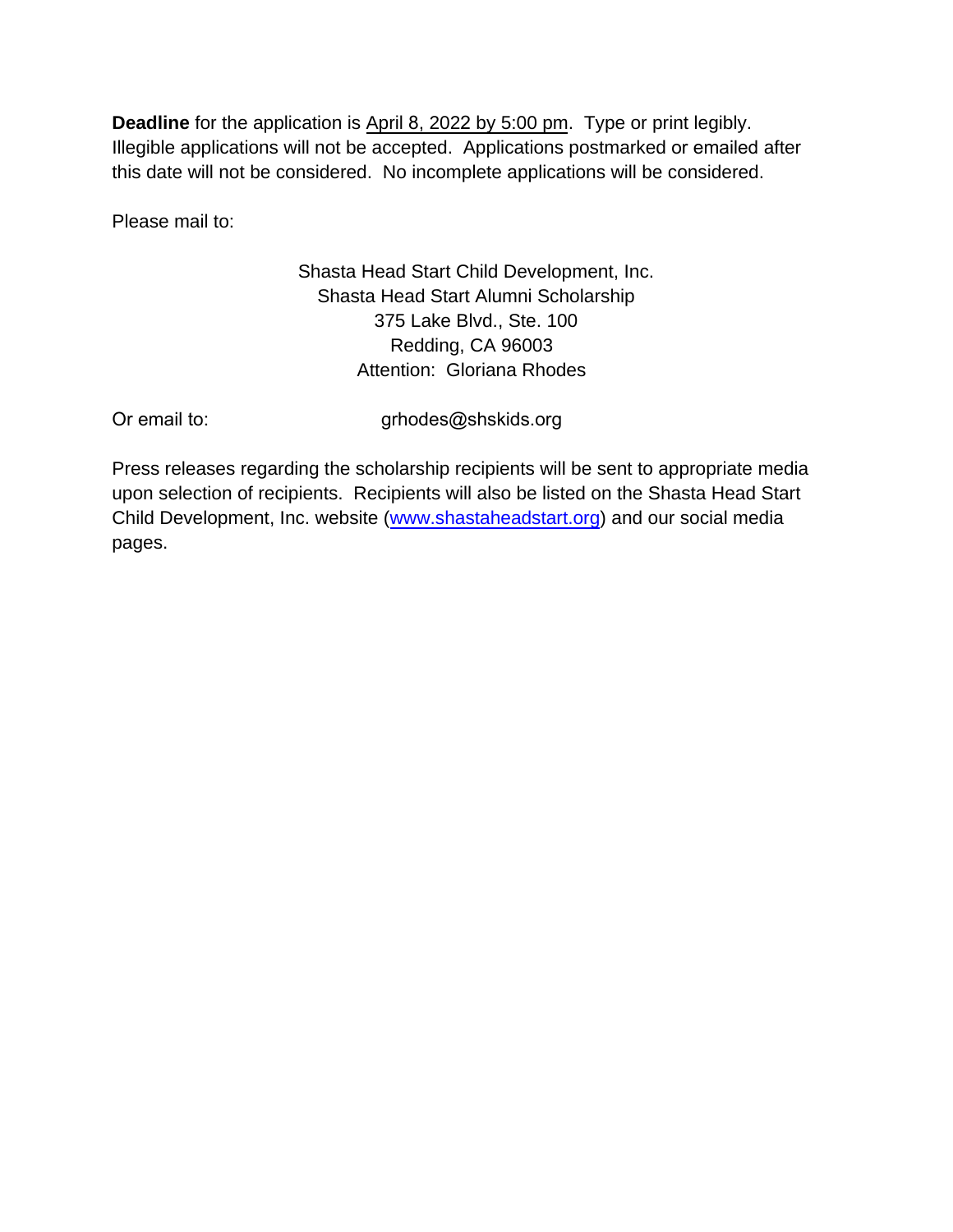**Deadline** for the application is April 8, 2022 by 5:00 pm. Type or print legibly. Illegible applications will not be accepted. Applications postmarked or emailed after this date will not be considered. No incomplete applications will be considered.

Please mail to:

Shasta Head Start Child Development, Inc.
Shasta Head Start Alumni Scholarship
375 Lake Blvd., Ste. 100
Redding, CA 96003
Attention: Gloriana Rhodes

Or email to: grhodes@shskids.org

Press releases regarding the scholarship recipients will be sent to appropriate media upon selection of recipients. Recipients will also be listed on the Shasta Head Start Child Development, Inc. website (www.shastaheadstart.org) and our social media pages.